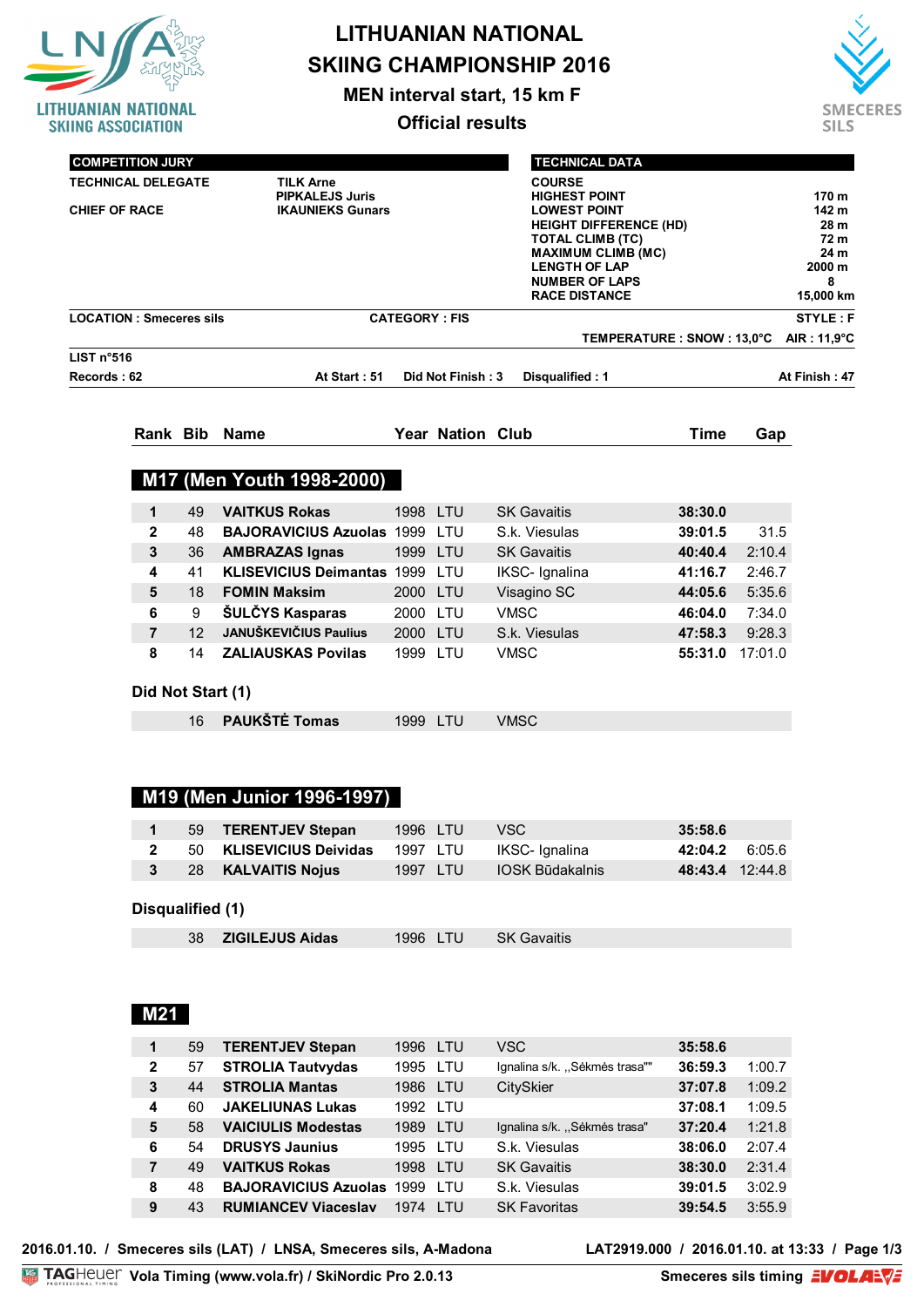LITHUANIAN NATIONAL SKIING ASSOCIATION

# LITHUANIAN NATIONAL SKIING CHAMPIONSHIP 2016

## MEN interval start, 15 km F

### Official results

SMECERES SILS

| COMPETITION JURY | |
|---|---|
| TECHNICAL DELEGATE | TILK Arne |
| | PIPKALEJS Juris |
| CHIEF OF RACE | IKAUNIEKS Gunars |

| TECHNICAL DATA | |
|---|---|
| COURSE | |
| HIGHEST POINT | 170 m |
| LOWEST POINT | 142 m |
| HEIGHT DIFFERENCE (HD) | 28 m |
| TOTAL CLIMB (TC) | 72 m |
| MAXIMUM CLIMB (MC) | 24 m |
| LENGTH OF LAP | 2000 m |
| NUMBER OF LAPS | 8 |
| RACE DISTANCE | 15,000 km |

LOCATION : Smeceres sils    CATEGORY : FIS    STYLE : F

TEMPERATURE : SNOW : 13,0°C    AIR : 11,9°C

LIST n°516

Records : 62    At Start : 51    Did Not Finish : 3    Disqualified : 1    At Finish : 47

## M17 (Men Youth 1998-2000)

| Rank | Bib | Name | Year | Nation | Club | Time | Gap |
|---|---|---|---|---|---|---|---|
| 1 | 49 | VAITKUS Rokas | 1998 | LTU | SK Gavaitis | 38:30.0 | |
| 2 | 48 | BAJORAVICIUS Azuolas | 1999 | LTU | S.k. Viesulas | 39:01.5 | 31.5 |
| 3 | 36 | AMBRAZAS Ignas | 1999 | LTU | SK Gavaitis | 40:40.4 | 2:10.4 |
| 4 | 41 | KLISEVICIUS Deimantas | 1999 | LTU | IKSC- Ignalina | 41:16.7 | 2:46.7 |
| 5 | 18 | FOMIN Maksim | 2000 | LTU | Visagino SC | 44:05.6 | 5:35.6 |
| 6 | 9 | ŠULČYS Kasparas | 2000 | LTU | VMSC | 46:04.0 | 7:34.0 |
| 7 | 12 | JANUŠKEVIČIUS Paulius | 2000 | LTU | S.k. Viesulas | 47:58.3 | 9:28.3 |
| 8 | 14 | ZALIAUSKAS Povilas | 1999 | LTU | VMSC | 55:31.0 | 17:01.0 |

### Did Not Start (1)

| Rank | Bib | Name | Year | Nation | Club | Time | Gap |
|---|---|---|---|---|---|---|---|
| | 16 | PAUKŠTĖ Tomas | 1999 | LTU | VMSC | | |

## M19 (Men Junior 1996-1997)

| Rank | Bib | Name | Year | Nation | Club | Time | Gap |
|---|---|---|---|---|---|---|---|
| 1 | 59 | TERENTJEV Stepan | 1996 | LTU | VSC | 35:58.6 | |
| 2 | 50 | KLISEVICIUS Deividas | 1997 | LTU | IKSC- Ignalina | 42:04.2 | 6:05.6 |
| 3 | 28 | KALVAITIS Nojus | 1997 | LTU | IOSK Būdakalnis | 48:43.4 | 12:44.8 |

### Disqualified (1)

| Rank | Bib | Name | Year | Nation | Club | Time | Gap |
|---|---|---|---|---|---|---|---|
| | 38 | ZIGILEJUS Aidas | 1996 | LTU | SK Gavaitis | | |

## M21

| Rank | Bib | Name | Year | Nation | Club | Time | Gap |
|---|---|---|---|---|---|---|---|
| 1 | 59 | TERENTJEV Stepan | 1996 | LTU | VSC | 35:58.6 | |
| 2 | 57 | STROLIA Tautvydas | 1995 | LTU | Ignalina s/k. ,,Sėkmės trasa"" | 36:59.3 | 1:00.7 |
| 3 | 44 | STROLIA Mantas | 1986 | LTU | CitySkier | 37:07.8 | 1:09.2 |
| 4 | 60 | JAKELIUNAS Lukas | 1992 | LTU | | 37:08.1 | 1:09.5 |
| 5 | 58 | VAICIULIS Modestas | 1989 | LTU | Ignalina s/k. ,,Sėkmės trasa" | 37:20.4 | 1:21.8 |
| 6 | 54 | DRUSYS Jaunius | 1995 | LTU | S.k. Viesulas | 38:06.0 | 2:07.4 |
| 7 | 49 | VAITKUS Rokas | 1998 | LTU | SK Gavaitis | 38:30.0 | 2:31.4 |
| 8 | 48 | BAJORAVICIUS Azuolas | 1999 | LTU | S.k. Viesulas | 39:01.5 | 3:02.9 |
| 9 | 43 | RUMIANCEV Viaceslav | 1974 | LTU | SK Favoritas | 39:54.5 | 3:55.9 |

2016.01.10. / Smeceres sils (LAT) / LNSA, Smeceres sils, A-Madona    LAT2919.000 / 2016.01.10. at 13:33

TAGHeuer Vola Timing (www.vola.fr) / SkiNordic Pro 2.0.13    Smeceres sils timing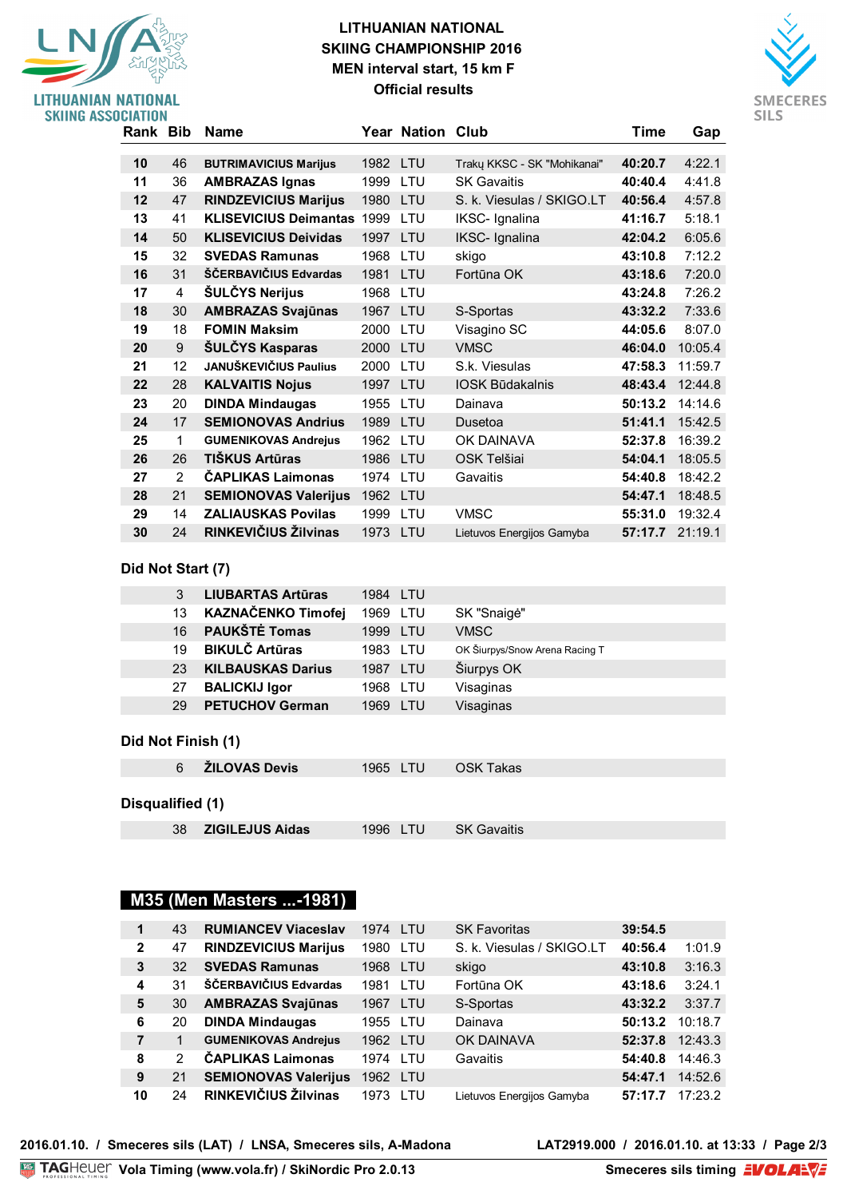# LITHUANIAN NATIONAL SKIING CHAMPIONSHIP 2016

## MEN interval start, 15 km F

### Official results

| Rank | Bib | Name | Year | Nation | Club | Time | Gap |
|---|---|---|---|---|---|---|---|
| 10 | 46 | BUTRIMAVICIUS Marijus | 1982 | LTU | Trakų KKSC - SK "Mohikanai" | 40:20.7 | 4:22.1 |
| 11 | 36 | AMBRAZAS Ignas | 1999 | LTU | SK Gavaitis | 40:40.4 | 4:41.8 |
| 12 | 47 | RINDZEVICIUS Marijus | 1980 | LTU | S. k. Viesulas / SKIGO.LT | 40:56.4 | 4:57.8 |
| 13 | 41 | KLISEVICIUS Deimantas | 1999 | LTU | IKSC- Ignalina | 41:16.7 | 5:18.1 |
| 14 | 50 | KLISEVICIUS Deividas | 1997 | LTU | IKSC- Ignalina | 42:04.2 | 6:05.6 |
| 15 | 32 | SVEDAS Ramunas | 1968 | LTU | skigo | 43:10.8 | 7:12.2 |
| 16 | 31 | ŠČERBAVIČIUS Edvardas | 1981 | LTU | Fortūna OK | 43:18.6 | 7:20.0 |
| 17 | 4 | ŠULČYS Nerijus | 1968 | LTU | | 43:24.8 | 7:26.2 |
| 18 | 30 | AMBRAZAS Svajūnas | 1967 | LTU | S-Sportas | 43:32.2 | 7:33.6 |
| 19 | 18 | FOMIN Maksim | 2000 | LTU | Visagino SC | 44:05.6 | 8:07.0 |
| 20 | 9 | ŠULČYS Kasparas | 2000 | LTU | VMSC | 46:04.0 | 10:05.4 |
| 21 | 12 | JANUŠKEVIČIUS Paulius | 2000 | LTU | S.k. Viesulas | 47:58.3 | 11:59.7 |
| 22 | 28 | KALVAITIS Nojus | 1997 | LTU | IOSK Būdakalnis | 48:43.4 | 12:44.8 |
| 23 | 20 | DINDA Mindaugas | 1955 | LTU | Dainava | 50:13.2 | 14:14.6 |
| 24 | 17 | SEMIONOVAS Andrius | 1989 | LTU | Dusetoa | 51:41.1 | 15:42.5 |
| 25 | 1 | GUMENIKOVAS Andrejus | 1962 | LTU | OK DAINAVA | 52:37.8 | 16:39.2 |
| 26 | 26 | TIŠKUS Artūras | 1986 | LTU | OSK Telšiai | 54:04.1 | 18:05.5 |
| 27 | 2 | ČAPLIKAS Laimonas | 1974 | LTU | Gavaitis | 54:40.8 | 18:42.2 |
| 28 | 21 | SEMIONOVAS Valerijus | 1962 | LTU | | 54:47.1 | 18:48.5 |
| 29 | 14 | ZALIAUSKAS Povilas | 1999 | LTU | VMSC | 55:31.0 | 19:32.4 |
| 30 | 24 | RINKEVIČIUS Žilvinas | 1973 | LTU | Lietuvos Energijos Gamyba | 57:17.7 | 21:19.1 |

### Did Not Start (7)

| Bib | Name | Year | Nation | Club |
|---|---|---|---|---|
| 3 | LIUBARTAS Artūras | 1984 | LTU | |
| 13 | KAZNAČENKO Timofej | 1969 | LTU | SK "Snaigė" |
| 16 | PAUKŠTĖ Tomas | 1999 | LTU | VMSC |
| 19 | BIKULČ Artūras | 1983 | LTU | OK Šiurpys/Snow Arena Racing T |
| 23 | KILBAUSKAS Darius | 1987 | LTU | Šiurpys OK |
| 27 | BALICKIJ Igor | 1968 | LTU | Visaginas |
| 29 | PETUCHOV German | 1969 | LTU | Visaginas |

### Did Not Finish (1)

| Bib | Name | Year | Nation | Club |
|---|---|---|---|---|
| 6 | ŽILOVAS Devis | 1965 | LTU | OSK Takas |

### Disqualified (1)

| Bib | Name | Year | Nation | Club |
|---|---|---|---|---|
| 38 | ZIGILEJUS Aidas | 1996 | LTU | SK Gavaitis |

## M35 (Men Masters ...-1981)

| Rank | Bib | Name | Year | Nation | Club | Time | Gap |
|---|---|---|---|---|---|---|---|
| 1 | 43 | RUMIANCEV Viaceslav | 1974 | LTU | SK Favoritas | 39:54.5 | |
| 2 | 47 | RINDZEVICIUS Marijus | 1980 | LTU | S. k. Viesulas / SKIGO.LT | 40:56.4 | 1:01.9 |
| 3 | 32 | SVEDAS Ramunas | 1968 | LTU | skigo | 43:10.8 | 3:16.3 |
| 4 | 31 | ŠČERBAVIČIUS Edvardas | 1981 | LTU | Fortūna OK | 43:18.6 | 3:24.1 |
| 5 | 30 | AMBRAZAS Svajūnas | 1967 | LTU | S-Sportas | 43:32.2 | 3:37.7 |
| 6 | 20 | DINDA Mindaugas | 1955 | LTU | Dainava | 50:13.2 | 10:18.7 |
| 7 | 1 | GUMENIKOVAS Andrejus | 1962 | LTU | OK DAINAVA | 52:37.8 | 12:43.3 |
| 8 | 2 | ČAPLIKAS Laimonas | 1974 | LTU | Gavaitis | 54:40.8 | 14:46.3 |
| 9 | 21 | SEMIONOVAS Valerijus | 1962 | LTU | | 54:47.1 | 14:52.6 |
| 10 | 24 | RINKEVIČIUS Žilvinas | 1973 | LTU | Lietuvos Energijos Gamyba | 57:17.7 | 17:23.2 |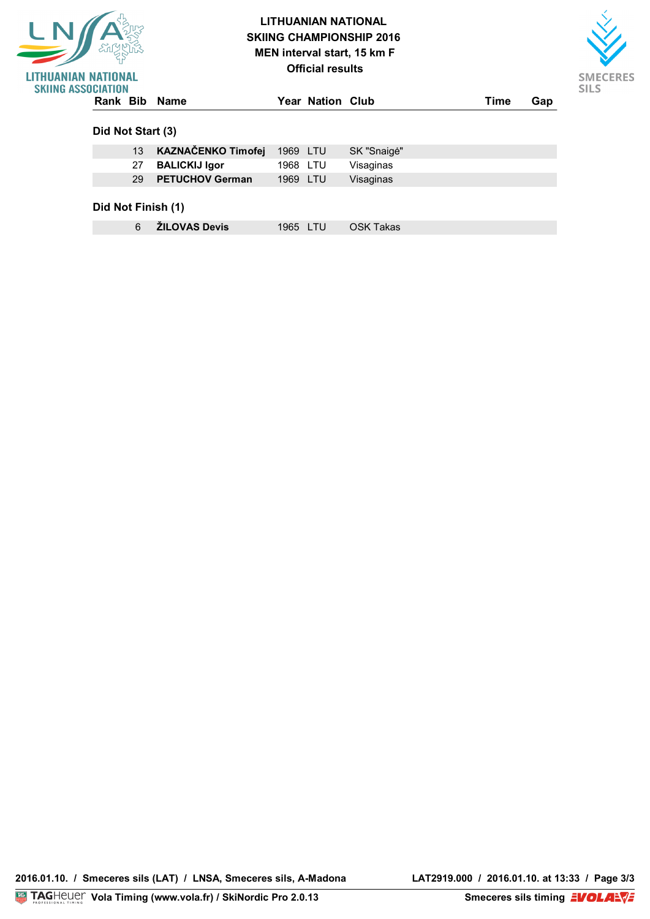# LITHUANIAN NATIONAL SKIING CHAMPIONSHIP 2016

## MEN interval start, 15 km F

### Official results

| Rank | Bib | Name | Year | Nation | Club | Time | Gap |
|---|---|---|---|---|---|---|---|

**Did Not Start (3)**

| Rank | Bib | Name | Year | Nation | Club | Time | Gap |
|---|---|---|---|---|---|---|---|
| | 13 | **KAZNAČENKO Timofej** | 1969 | LTU | SK "Snaigė" | | |
| | 27 | **BALICKIJ Igor** | 1968 | LTU | Visaginas | | |
| | 29 | **PETUCHOV German** | 1969 | LTU | Visaginas | | |

**Did Not Finish (1)**

| Rank | Bib | Name | Year | Nation | Club | Time | Gap |
|---|---|---|---|---|---|---|---|
| | 6 | **ŽILOVAS Devis** | 1965 | LTU | OSK Takas | | |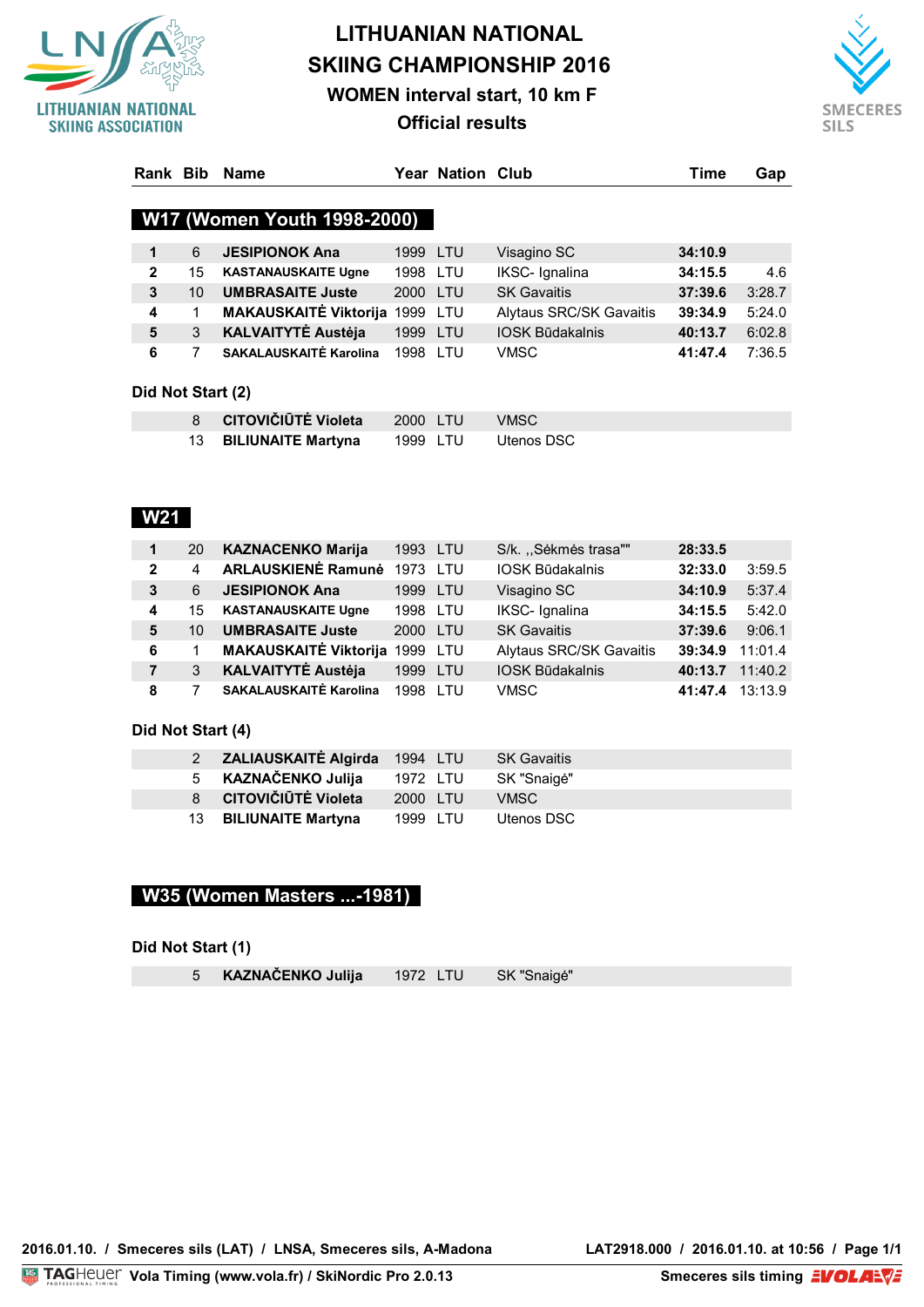# LITHUANIAN NATIONAL SKIING CHAMPIONSHIP 2016

## WOMEN interval start, 10 km F

## Official results

### W17 (Women Youth 1998-2000)

| Rank | Bib | Name | Year | Nation | Club | Time | Gap |
|---|---|---|---|---|---|---|---|
| 1 | 6 | **JESIPIONOK Ana** | 1999 | LTU | Visagino SC | **34:10.9** | |
| 2 | 15 | **KASTANAUSKAITE Ugne** | 1998 | LTU | IKSC- Ignalina | **34:15.5** | 4.6 |
| 3 | 10 | **UMBRASAITE Juste** | 2000 | LTU | SK Gavaitis | **37:39.6** | 3:28.7 |
| 4 | 1 | **MAKAUSKAITĖ Viktorija** | 1999 | LTU | Alytaus SRC/SK Gavaitis | **39:34.9** | 5:24.0 |
| 5 | 3 | **KALVAITYTĖ Austėja** | 1999 | LTU | IOSK Būdakalnis | **40:13.7** | 6:02.8 |
| 6 | 7 | **SAKALAUSKAITĖ Karolina** | 1998 | LTU | VMSC | **41:47.4** | 7:36.5 |

**Did Not Start (2)**

| | Bib | Name | Year | Nation | Club |
|---|---|---|---|---|---|
| | 8 | **CITOVIČIŪTĖ Violeta** | 2000 | LTU | VMSC |
| | 13 | **BILIUNAITE Martyna** | 1999 | LTU | Utenos DSC |

### W21

| Rank | Bib | Name | Year | Nation | Club | Time | Gap |
|---|---|---|---|---|---|---|---|
| 1 | 20 | **KAZNACENKO Marija** | 1993 | LTU | S/k. ,,Sėkmės trasa"" | **28:33.5** | |
| 2 | 4 | **ARLAUSKIENĖ Ramunė** | 1973 | LTU | IOSK Būdakalnis | **32:33.0** | 3:59.5 |
| 3 | 6 | **JESIPIONOK Ana** | 1999 | LTU | Visagino SC | **34:10.9** | 5:37.4 |
| 4 | 15 | **KASTANAUSKAITE Ugne** | 1998 | LTU | IKSC- Ignalina | **34:15.5** | 5:42.0 |
| 5 | 10 | **UMBRASAITE Juste** | 2000 | LTU | SK Gavaitis | **37:39.6** | 9:06.1 |
| 6 | 1 | **MAKAUSKAITĖ Viktorija** | 1999 | LTU | Alytaus SRC/SK Gavaitis | **39:34.9** | 11:01.4 |
| 7 | 3 | **KALVAITYTĖ Austėja** | 1999 | LTU | IOSK Būdakalnis | **40:13.7** | 11:40.2 |
| 8 | 7 | **SAKALAUSKAITĖ Karolina** | 1998 | LTU | VMSC | **41:47.4** | 13:13.9 |

**Did Not Start (4)**

| | Bib | Name | Year | Nation | Club |
|---|---|---|---|---|---|
| | 2 | **ZALIAUSKAITĖ Algirda** | 1994 | LTU | SK Gavaitis |
| | 5 | **KAZNAČENKO Julija** | 1972 | LTU | SK "Snaigė" |
| | 8 | **CITOVIČIŪTĖ Violeta** | 2000 | LTU | VMSC |
| | 13 | **BILIUNAITE Martyna** | 1999 | LTU | Utenos DSC |

### W35 (Women Masters ...-1981)

**Did Not Start (1)**

| | Bib | Name | Year | Nation | Club |
|---|---|---|---|---|---|
| | 5 | **KAZNAČENKO Julija** | 1972 | LTU | SK "Snaigė" |

2016.01.10. / Smeceres sils (LAT) / LNSA, Smeceres sils, A-Madona — LAT2918.000 / 2016.01.10. at 10:56

Vola Timing (www.vola.fr) / SkiNordic Pro 2.0.13 — Smeceres sils timing